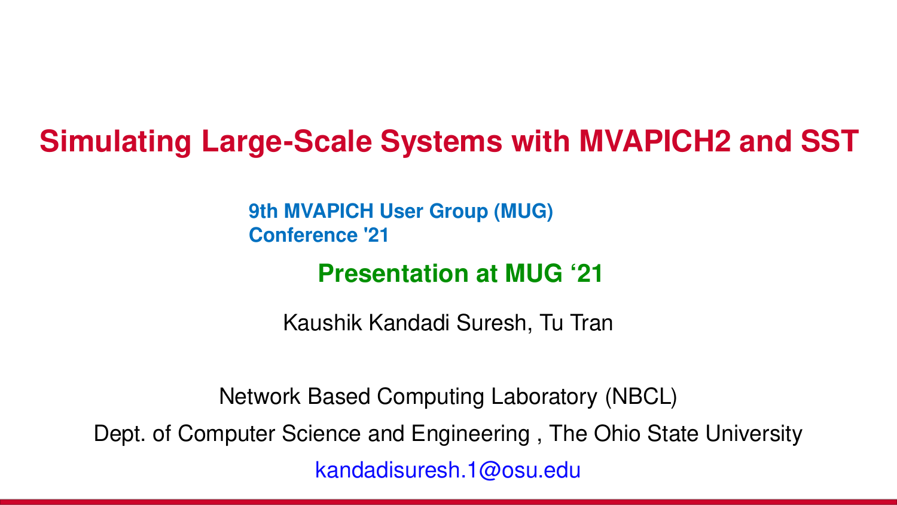# Simulating Large-Scale Systems with MVAPICH2 and SST

**9th MVAPICH User Group (MUG) Conference '21**

**Presentation at MUG '21**

Kaushik Kandadi Suresh, Tu Tran

Network Based Computing Laboratory (NBCL)

Dept. of Computer Science and Engineering , The Ohio State University

kandadisuresh.1@osu.edu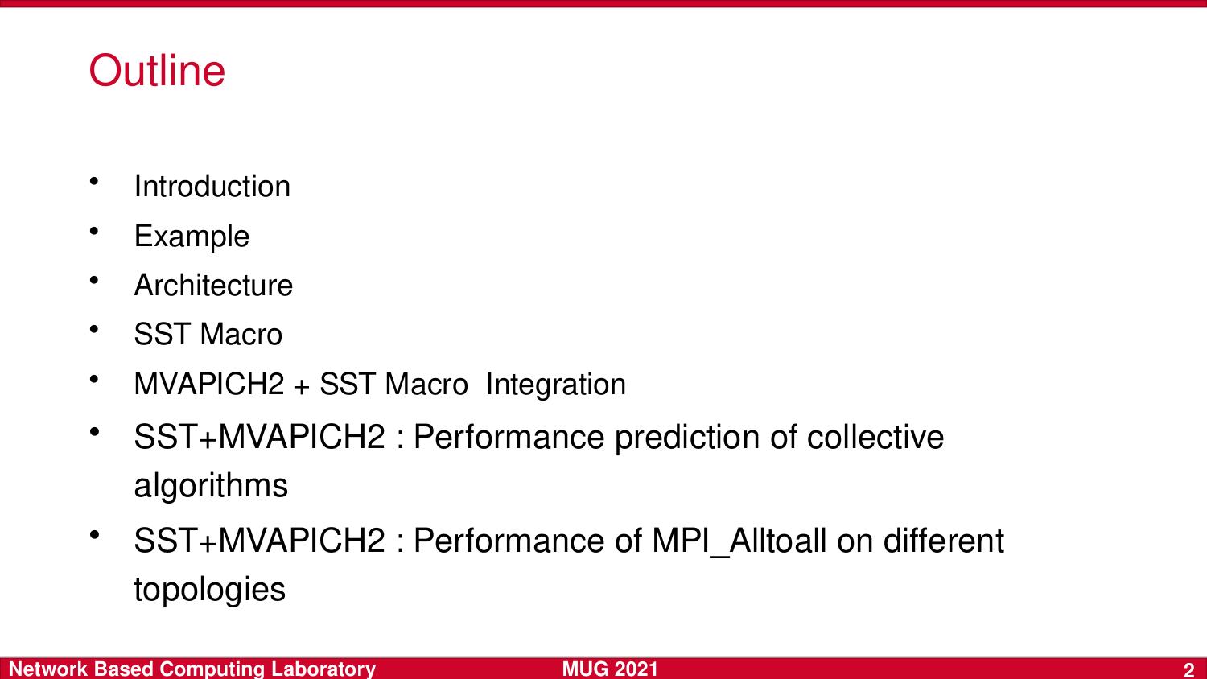# Outline

- Introduction
- Example
- Architecture
- SST Macro
- MVAPICH2 + SST Macro Integration
- SST+MVAPICH2 : Performance prediction of collective algorithms
- SST+MVAPICH2 : Performance of MPI_Alltoall on different topologies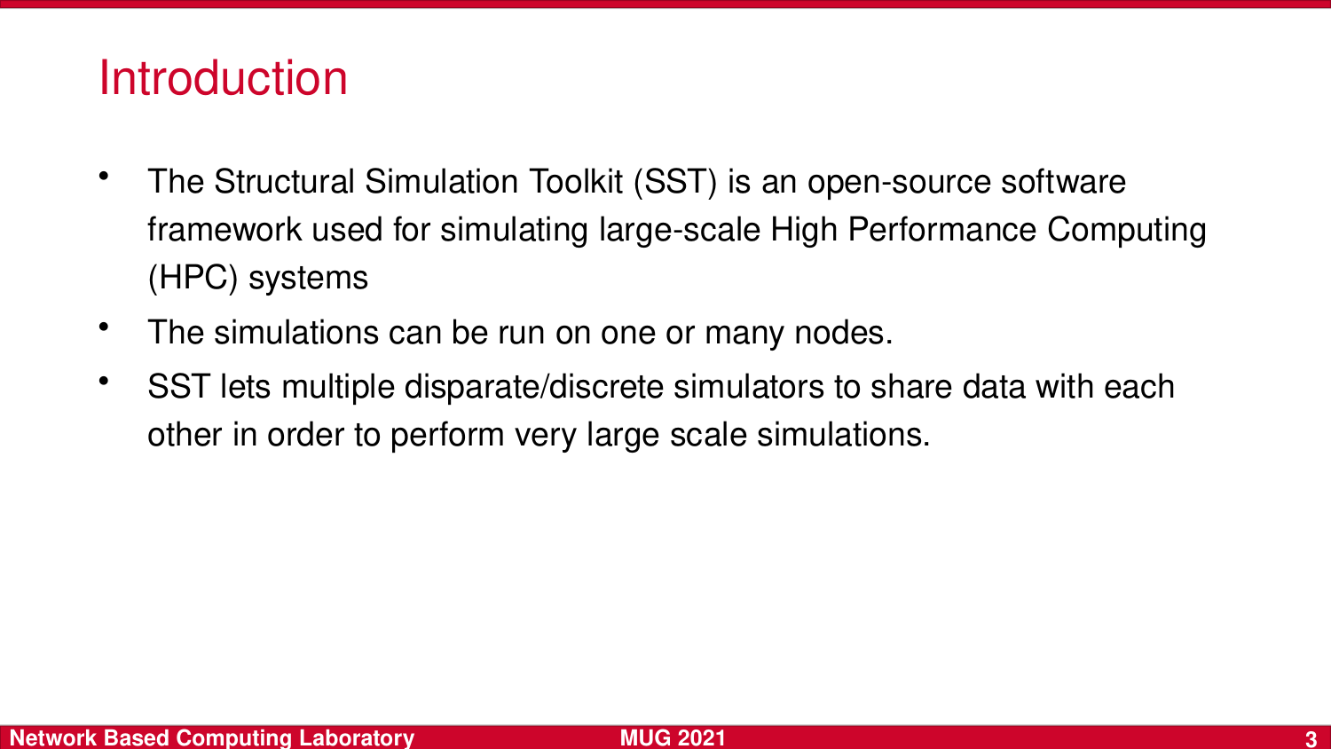# Introduction

- The Structural Simulation Toolkit (SST) is an open-source software framework used for simulating large-scale High Performance Computing (HPC) systems
- The simulations can be run on one or many nodes.
- SST lets multiple disparate/discrete simulators to share data with each other in order to perform very large scale simulations.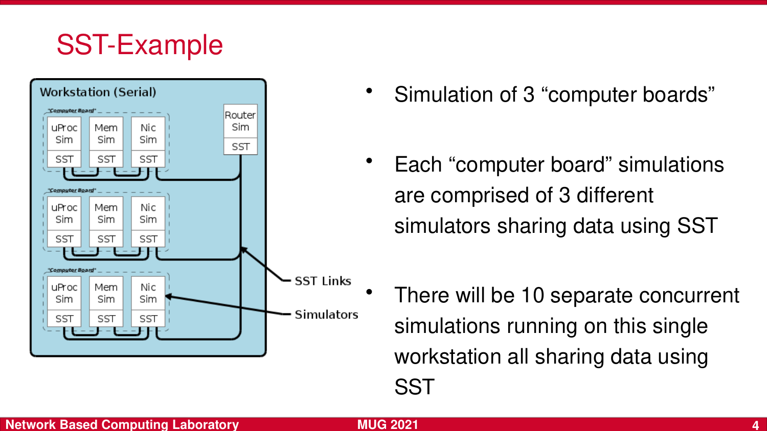# SST-Example

Workstation (Serial)

"Computer Board"

| uProc Sim | Mem Sim | Nic Sim |
|---|---|---|
| SST | SST | SST |

Router Sim

SST

"Computer Board"

| uProc Sim | Mem Sim | Nic Sim |
|---|---|---|
| SST | SST | SST |

"Computer Board"

| uProc Sim | Mem Sim | Nic Sim |
|---|---|---|
| SST | SST | SST |

SST Links

Simulators

- Simulation of 3 "computer boards"
- Each "computer board" simulations are comprised of 3 different simulators sharing data using SST
- There will be 10 separate concurrent simulations running on this single workstation all sharing data using SST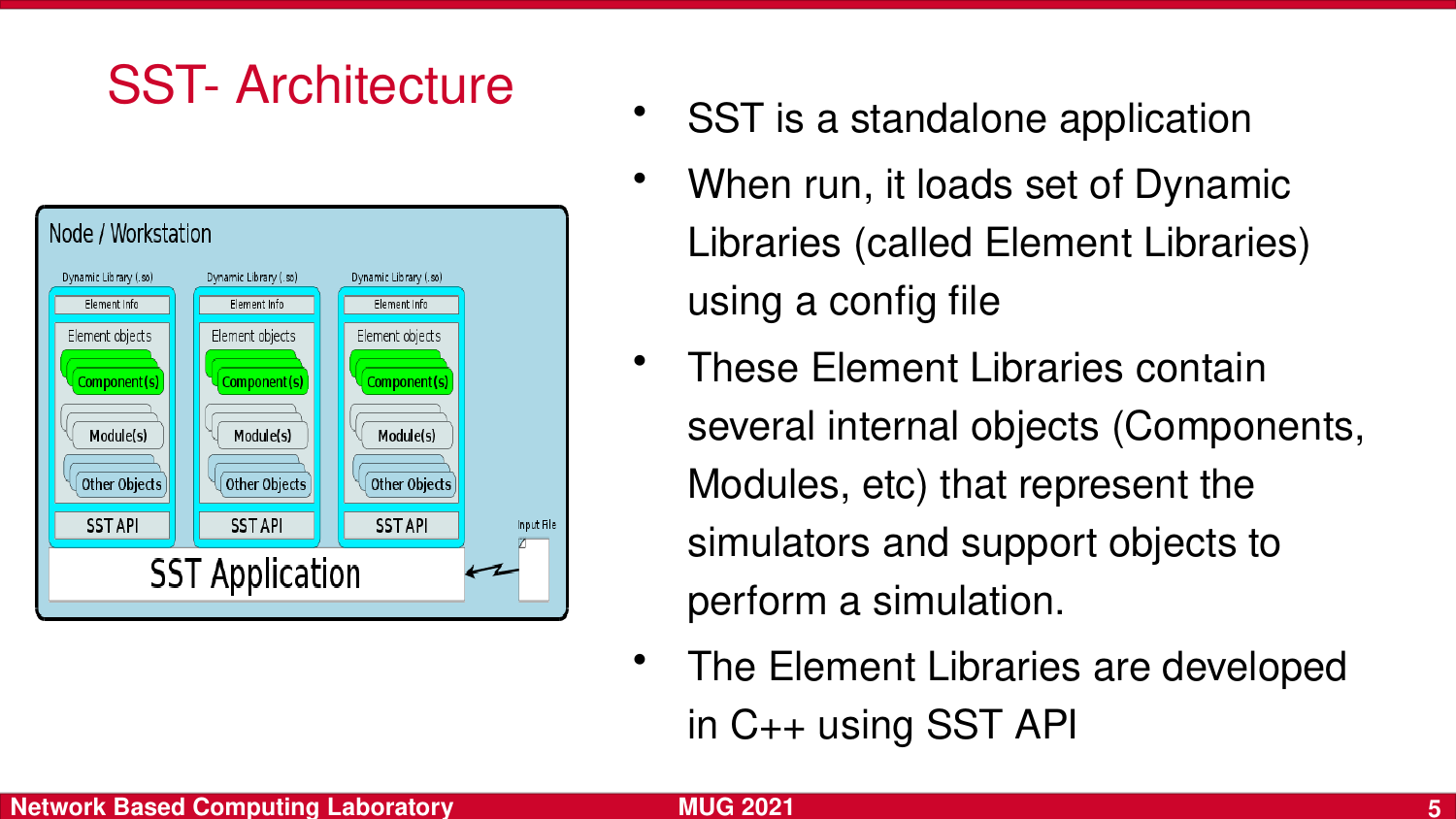# SST- Architecture

- SST is a standalone application
- When run, it loads set of Dynamic Libraries (called Element Libraries) using a config file
- These Element Libraries contain several internal objects (Components, Modules, etc) that represent the simulators and support objects to perform a simulation.
- The Element Libraries are developed in C++ using SST API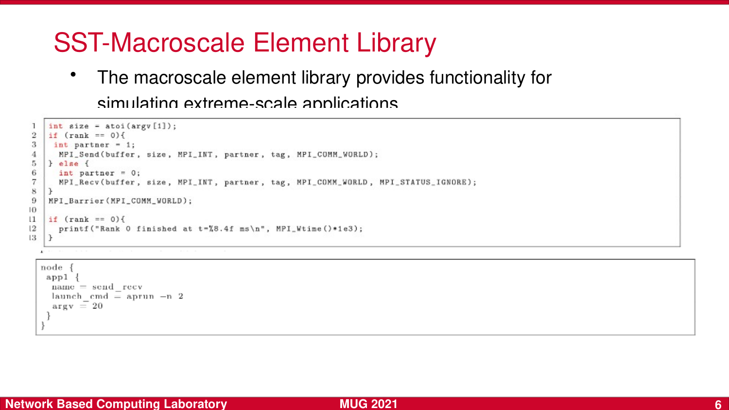# SST-Macroscale Element Library

- The macroscale element library provides functionality for simulating extreme-scale applications

```
1  int size = atoi(argv[1]);
2  if (rank == 0){
3   int partner = 1;
4    MPI_Send(buffer, size, MPI_INT, partner, tag, MPI_COMM_WORLD);
5  } else {
6    int partner = 0;
7    MPI_Recv(buffer, size, MPI_INT, partner, tag, MPI_COMM_WORLD, MPI_STATUS_IGNORE);
8  }
9  MPI_Barrier(MPI_COMM_WORLD);
10
11 if (rank == 0){
12   printf("Rank 0 finished at t=%8.4f ms\n", MPI_Wtime()*1e3);
13 }
```

```
node {
 app1 {
  name = send_recv
  launch_cmd = aprun -n 2
  argv = 20
 }
}
```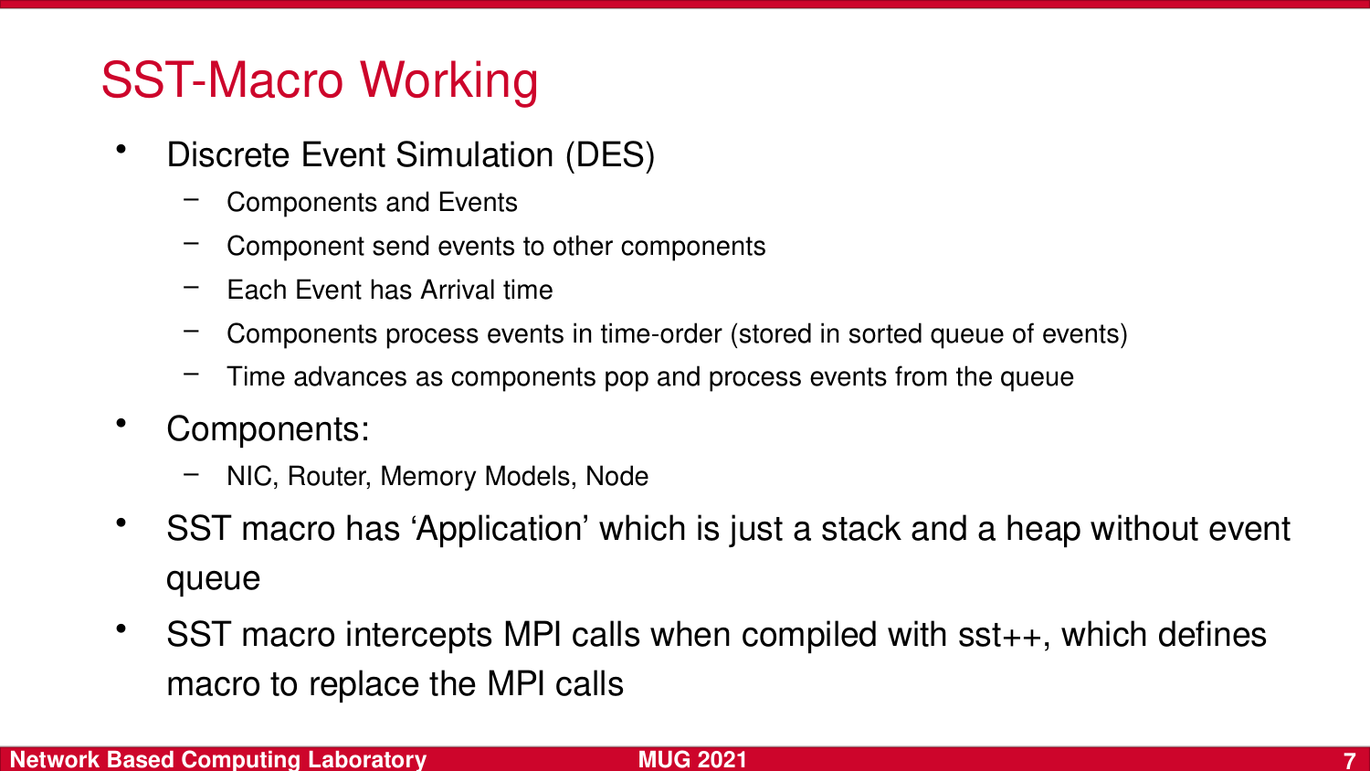# SST-Macro Working

- Discrete Event Simulation (DES)
  - Components and Events
  - Component send events to other components
  - Each Event has Arrival time
  - Components process events in time-order (stored in sorted queue of events)
  - Time advances as components pop and process events from the queue
- Components:
  - NIC, Router, Memory Models, Node
- SST macro has ‘Application’ which is just a stack and a heap without event queue
- SST macro intercepts MPI calls when compiled with sst++, which defines macro to replace the MPI calls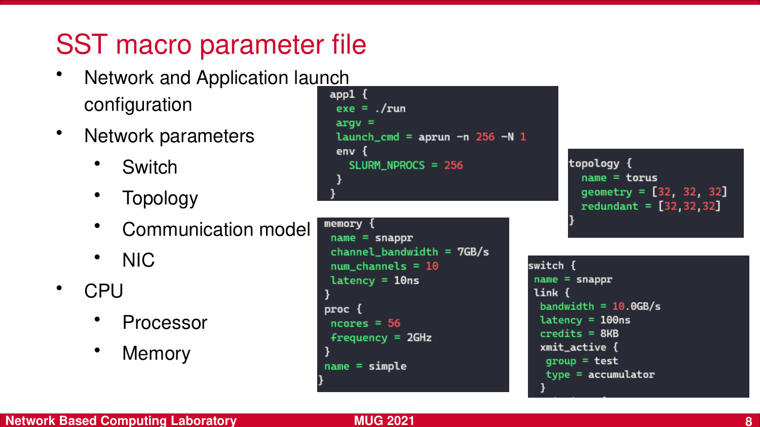# SST macro parameter file

- Network and Application launch configuration
- Network parameters
  - Switch
  - Topology
  - Communication model
  - NIC
- CPU
  - Processor
  - Memory

```
app1 {
  exe = ./run
  argv =
  launch_cmd = aprun -n 256 -N 1
  env {
    SLURM_NPROCS = 256
  }
}
```

```
topology {
  name = torus
  geometry = [32, 32, 32]
  redundant = [32,32,32]
}
```

```
memory {
  name = snappr
  channel_bandwidth = 7GB/s
  num_channels = 10
  latency = 10ns
}
proc {
  ncores = 56
  frequency = 2GHz
}
name = simple
}
```

```
switch {
 name = snappr
 link {
  bandwidth = 10.0GB/s
  latency = 100ns
  credits = 8KB
  xmit_active {
   group = test
   type = accumulator
  }
```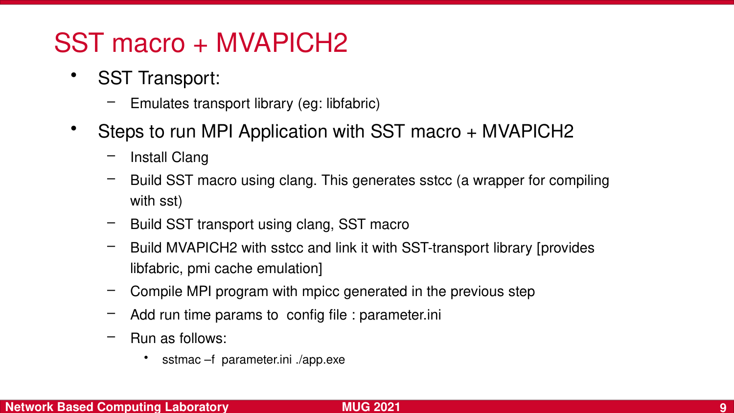# SST macro + MVAPICH2

- SST Transport:
  - Emulates transport library (eg: libfabric)
- Steps to run MPI Application with SST macro + MVAPICH2
  - Install Clang
  - Build SST macro using clang. This generates sstcc (a wrapper for compiling with sst)
  - Build SST transport using clang, SST macro
  - Build MVAPICH2 with sstcc and link it with SST-transport library [provides libfabric, pmi cache emulation]
  - Compile MPI program with mpicc generated in the previous step
  - Add run time params to config file : parameter.ini
  - Run as follows:
    - sstmac –f parameter.ini ./app.exe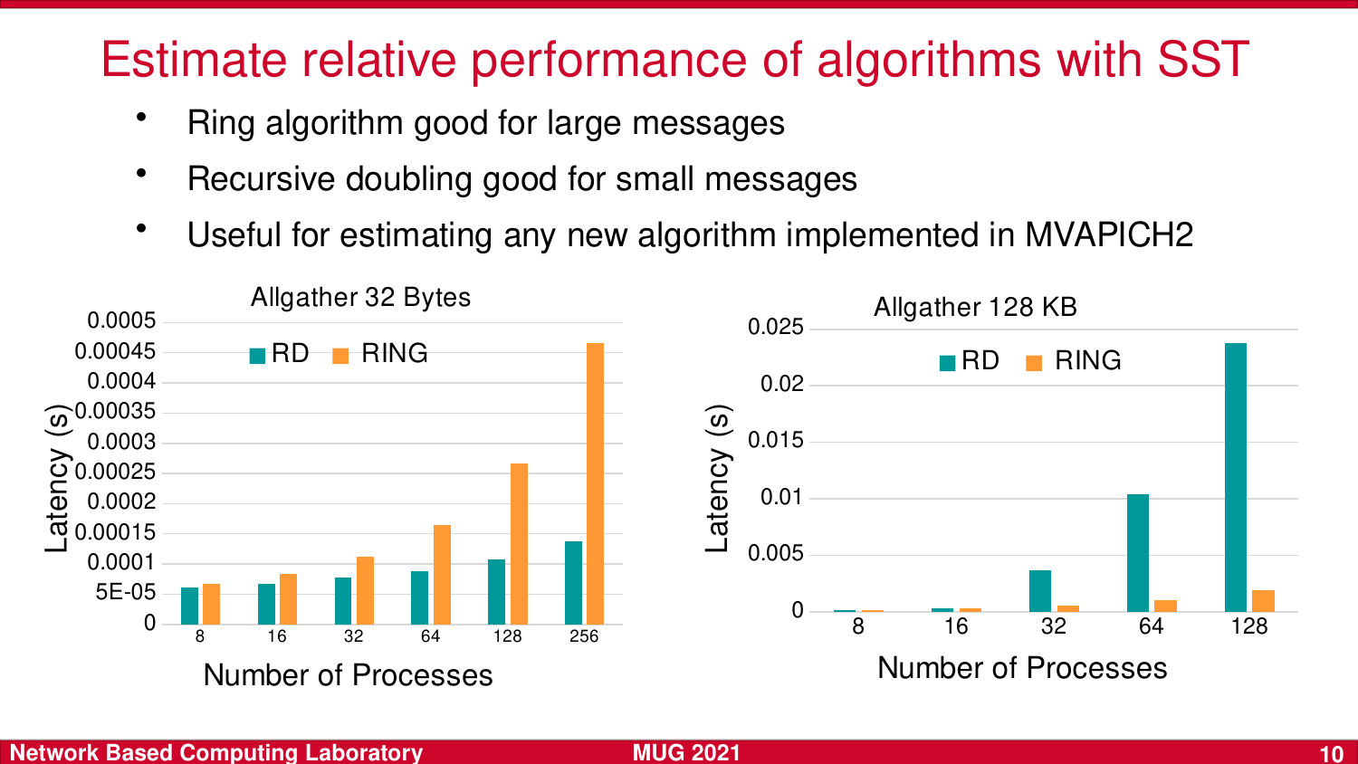# Estimate relative performance of algorithms with SST

- Ring algorithm good for large messages
- Recursive doubling good for small messages
- Useful for estimating any new algorithm implemented in MVAPICH2

**Allgather 32 Bytes**

Latency (s) vs. Number of Processes (8, 16, 32, 64, 128, 256); series: RD, RING

**Allgather 128 KB**

Latency (s) vs. Number of Processes (8, 16, 32, 64, 128); series: RD, RING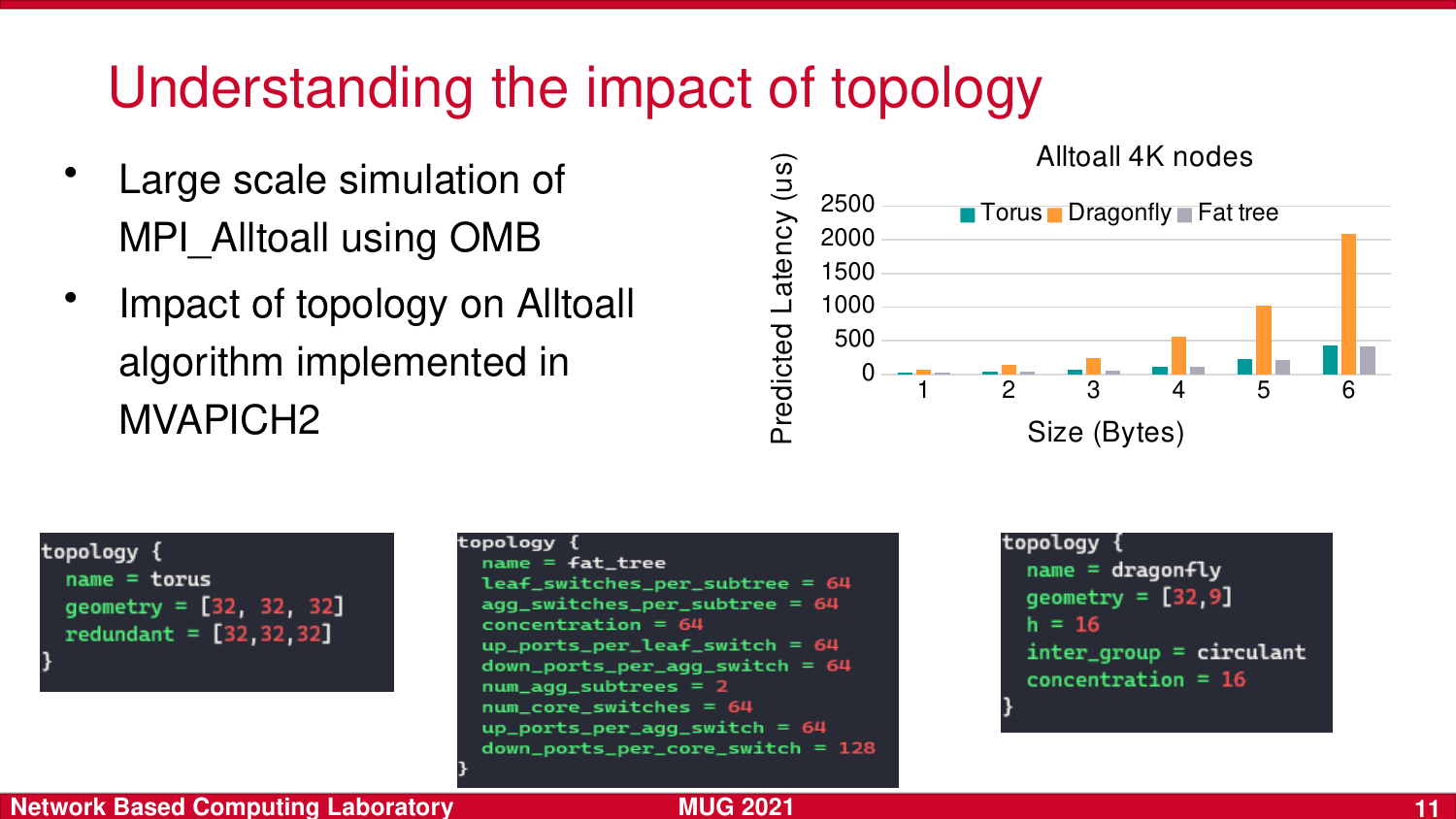# Understanding the impact of topology

- Large scale simulation of MPI_Alltoall using OMB
- Impact of topology on Alltoall algorithm implemented in MVAPICH2

**Alltoall 4K nodes**

Predicted Latency (us) vs. Size (Bytes) — Torus, Dragonfly, Fat tree

```
topology {
  name = torus
  geometry = [32, 32, 32]
  redundant = [32,32,32]
}
```

```
topology {
  name = fat_tree
  leaf_switches_per_subtree = 64
  agg_switches_per_subtree = 64
  concentration = 64
  up_ports_per_leaf_switch = 64
  down_ports_per_agg_switch = 64
  num_agg_subtrees = 2
  num_core_switches = 64
  up_ports_per_agg_switch = 64
  down_ports_per_core_switch = 128
}
```

```
topology {
  name = dragonfly
  geometry = [32,9]
  h = 16
  inter_group = circulant
  concentration = 16
}
```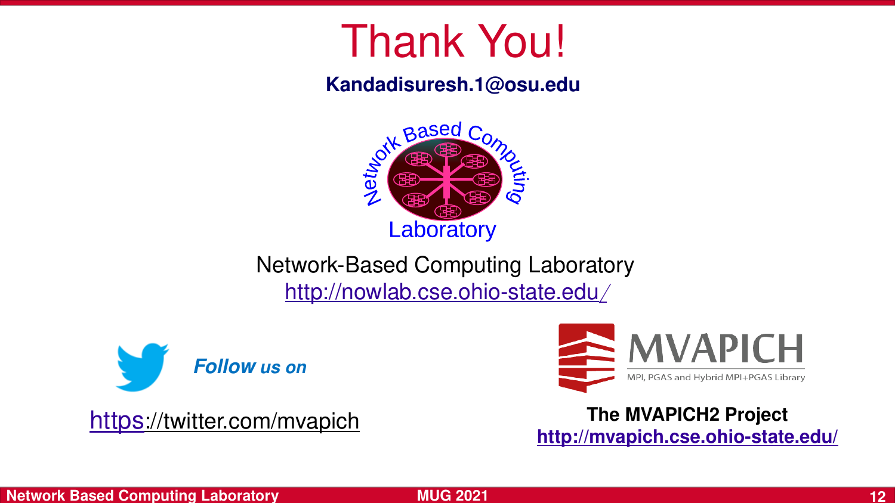# Thank You!

**Kandadisuresh.1@osu.edu**

Network-Based Computing Laboratory

http://nowlab.cse.ohio-state.edu/

***Follow** us on*

https://twitter.com/mvapich

**The MVAPICH2 Project**

**http://mvapich.cse.ohio-state.edu/**